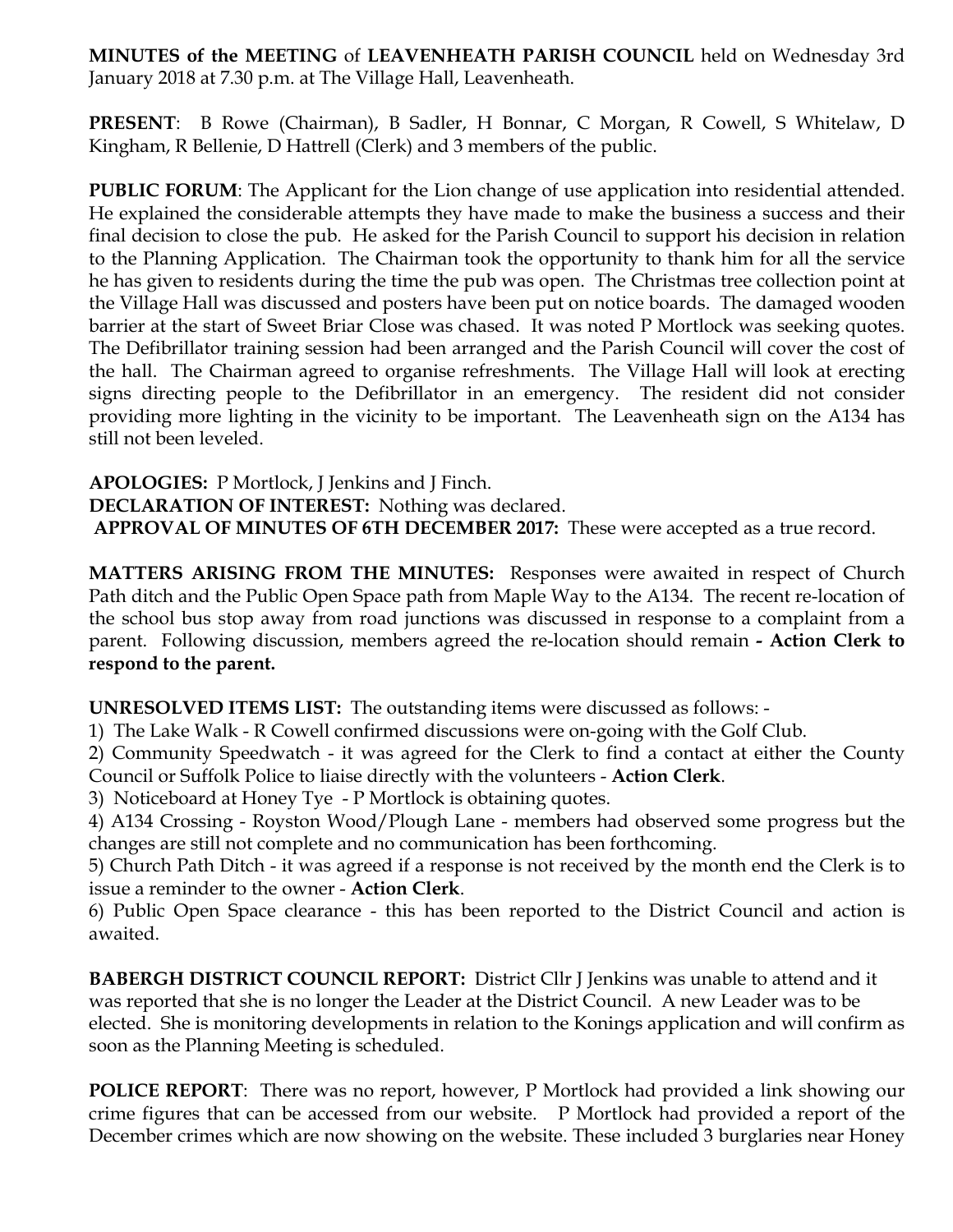**MINUTES of the MEETING** of **LEAVENHEATH PARISH COUNCIL** held on Wednesday 3rd January 2018 at 7.30 p.m. at The Village Hall, Leavenheath.

**PRESENT**: B Rowe (Chairman), B Sadler, H Bonnar, C Morgan, R Cowell, S Whitelaw, D Kingham, R Bellenie, D Hattrell (Clerk) and 3 members of the public.

**PUBLIC FORUM**: The Applicant for the Lion change of use application into residential attended. He explained the considerable attempts they have made to make the business a success and their final decision to close the pub. He asked for the Parish Council to support his decision in relation to the Planning Application. The Chairman took the opportunity to thank him for all the service he has given to residents during the time the pub was open. The Christmas tree collection point at the Village Hall was discussed and posters have been put on notice boards. The damaged wooden barrier at the start of Sweet Briar Close was chased. It was noted P Mortlock was seeking quotes. The Defibrillator training session had been arranged and the Parish Council will cover the cost of the hall. The Chairman agreed to organise refreshments. The Village Hall will look at erecting signs directing people to the Defibrillator in an emergency. The resident did not consider providing more lighting in the vicinity to be important. The Leavenheath sign on the A134 has still not been leveled.

**APOLOGIES:** P Mortlock, J Jenkins and J Finch.
**DECLARATION OF INTEREST:** Nothing was declared.
**APPROVAL OF MINUTES OF 6TH DECEMBER 2017:** These were accepted as a true record.

**MATTERS ARISING FROM THE MINUTES:** Responses were awaited in respect of Church Path ditch and the Public Open Space path from Maple Way to the A134. The recent re-location of the school bus stop away from road junctions was discussed in response to a complaint from a parent. Following discussion, members agreed the re-location should remain **- Action Clerk to respond to the parent.**

**UNRESOLVED ITEMS LIST:** The outstanding items were discussed as follows: -
1) The Lake Walk - R Cowell confirmed discussions were on-going with the Golf Club.
2) Community Speedwatch - it was agreed for the Clerk to find a contact at either the County Council or Suffolk Police to liaise directly with the volunteers - **Action Clerk**.
3) Noticeboard at Honey Tye - P Mortlock is obtaining quotes.
4) A134 Crossing - Royston Wood/Plough Lane - members had observed some progress but the changes are still not complete and no communication has been forthcoming.
5) Church Path Ditch - it was agreed if a response is not received by the month end the Clerk is to issue a reminder to the owner - **Action Clerk**.
6) Public Open Space clearance - this has been reported to the District Council and action is awaited.

**BABERGH DISTRICT COUNCIL REPORT:** District Cllr J Jenkins was unable to attend and it was reported that she is no longer the Leader at the District Council. A new Leader was to be elected. She is monitoring developments in relation to the Konings application and will confirm as soon as the Planning Meeting is scheduled.

**POLICE REPORT**: There was no report, however, P Mortlock had provided a link showing our crime figures that can be accessed from our website. P Mortlock had provided a report of the December crimes which are now showing on the website. These included 3 burglaries near Honey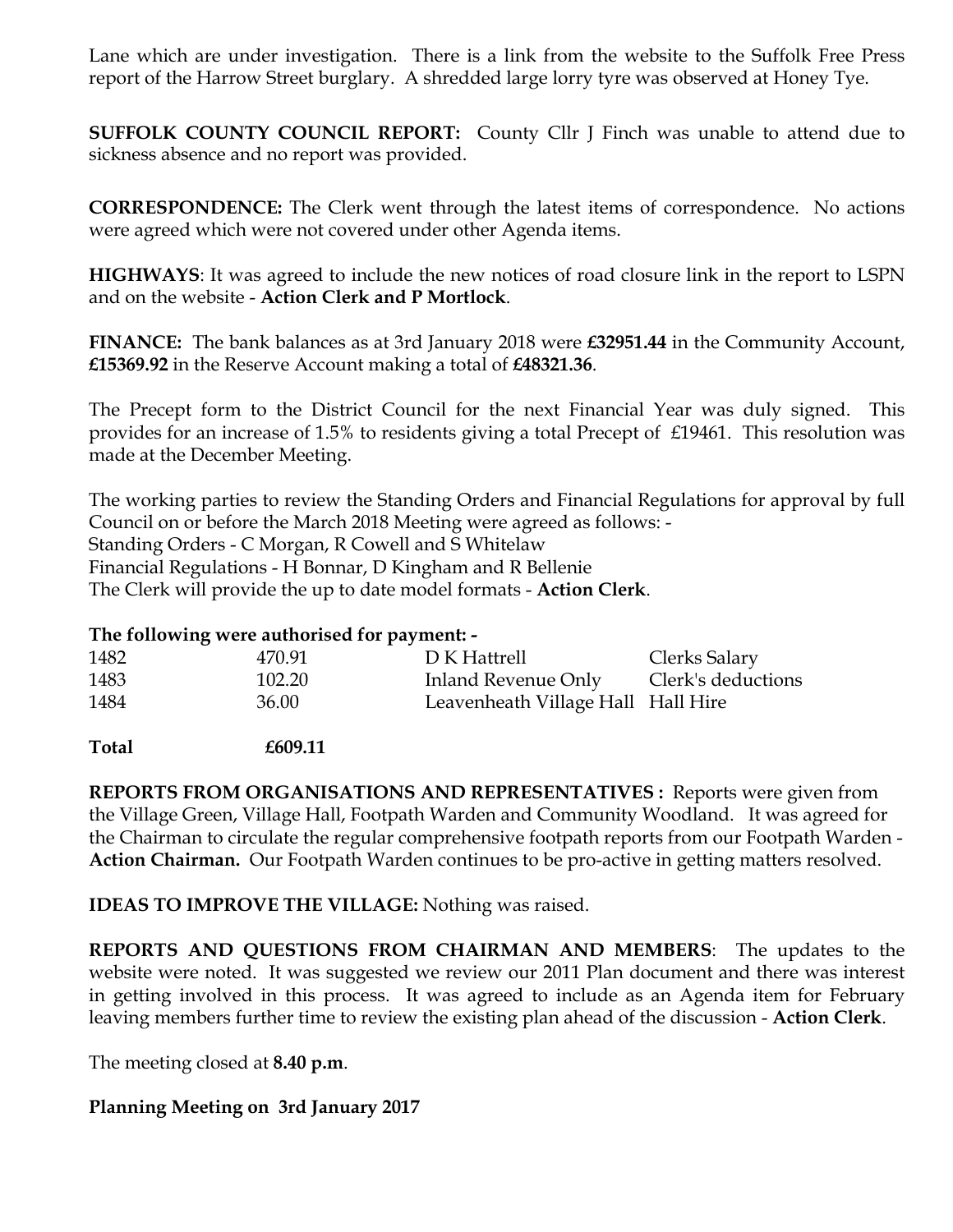Lane which are under investigation. There is a link from the website to the Suffolk Free Press report of the Harrow Street burglary. A shredded large lorry tyre was observed at Honey Tye.

**SUFFOLK COUNTY COUNCIL REPORT:** County Cllr J Finch was unable to attend due to sickness absence and no report was provided.

**CORRESPONDENCE:** The Clerk went through the latest items of correspondence. No actions were agreed which were not covered under other Agenda items.

**HIGHWAYS**: It was agreed to include the new notices of road closure link in the report to LSPN and on the website - **Action Clerk and P Mortlock**.

**FINANCE:** The bank balances as at 3rd January 2018 were **£32951.44** in the Community Account, **£15369.92** in the Reserve Account making a total of **£48321.36**.

The Precept form to the District Council for the next Financial Year was duly signed. This provides for an increase of 1.5% to residents giving a total Precept of £19461. This resolution was made at the December Meeting.

The working parties to review the Standing Orders and Financial Regulations for approval by full Council on or before the March 2018 Meeting were agreed as follows: -
Standing Orders - C Morgan, R Cowell and S Whitelaw
Financial Regulations - H Bonnar, D Kingham and R Bellenie
The Clerk will provide the up to date model formats - **Action Clerk**.

**The following were authorised for payment: -**

| | | | |
|---|---|---|---|
| 1482 | 470.91 | D K Hattrell | Clerks Salary |
| 1483 | 102.20 | Inland Revenue Only | Clerk's deductions |
| 1484 | 36.00 | Leavenheath Village Hall | Hall Hire |
| **Total** | **£609.11** | | |

**REPORTS FROM ORGANISATIONS AND REPRESENTATIVES :** Reports were given from the Village Green, Village Hall, Footpath Warden and Community Woodland. It was agreed for the Chairman to circulate the regular comprehensive footpath reports from our Footpath Warden - **Action Chairman.** Our Footpath Warden continues to be pro-active in getting matters resolved.

**IDEAS TO IMPROVE THE VILLAGE:** Nothing was raised.

**REPORTS AND QUESTIONS FROM CHAIRMAN AND MEMBERS**: The updates to the website were noted. It was suggested we review our 2011 Plan document and there was interest in getting involved in this process. It was agreed to include as an Agenda item for February leaving members further time to review the existing plan ahead of the discussion - **Action Clerk**.

The meeting closed at **8.40 p.m**.

**Planning Meeting on 3rd January 2017**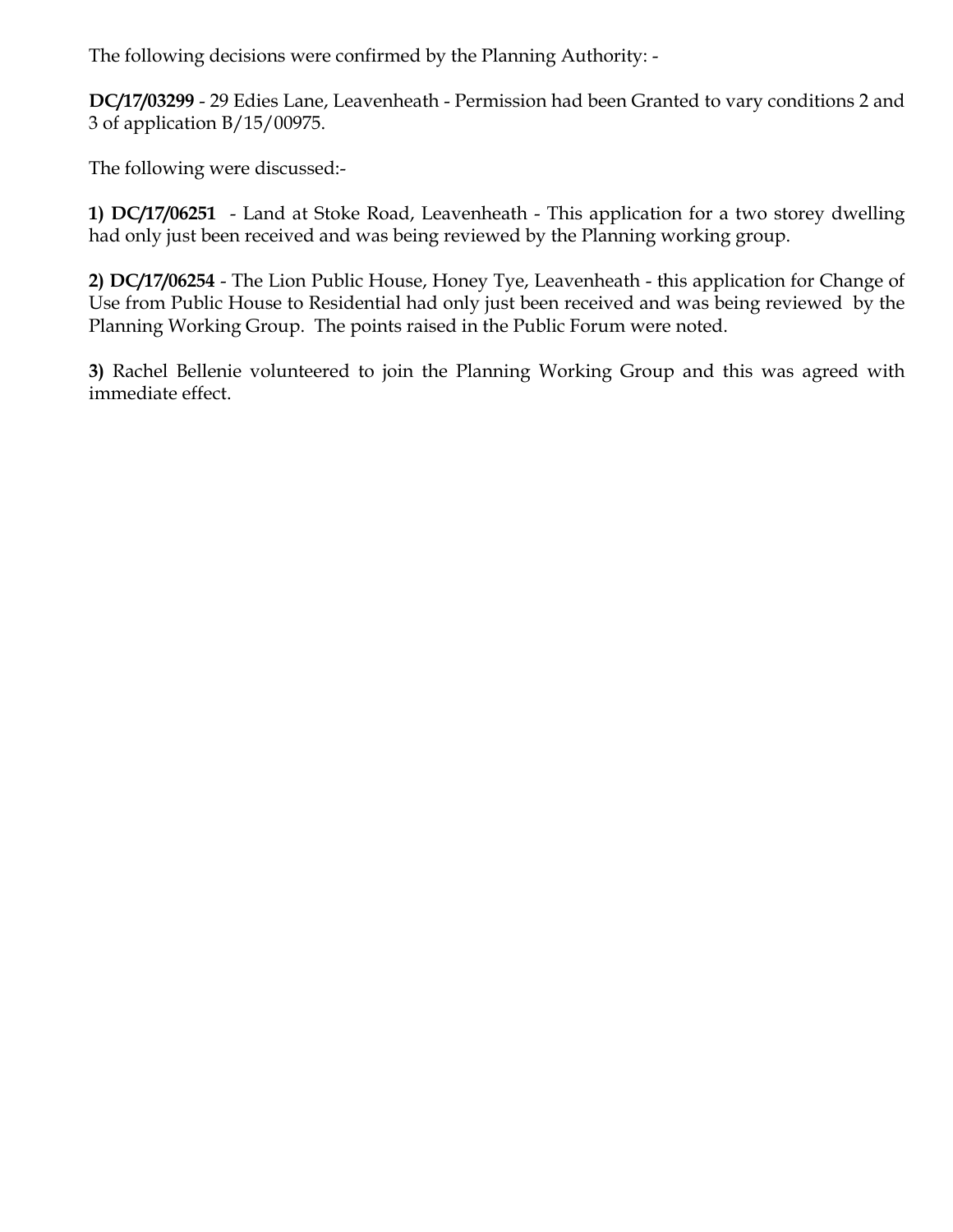The following decisions were confirmed by the Planning Authority: -

**DC/17/03299** - 29 Edies Lane, Leavenheath - Permission had been Granted to vary conditions 2 and 3 of application B/15/00975.

The following were discussed:-

**1) DC/17/06251** - Land at Stoke Road, Leavenheath - This application for a two storey dwelling had only just been received and was being reviewed by the Planning working group.

**2) DC/17/06254** - The Lion Public House, Honey Tye, Leavenheath - this application for Change of Use from Public House to Residential had only just been received and was being reviewed by the Planning Working Group. The points raised in the Public Forum were noted.

**3)** Rachel Bellenie volunteered to join the Planning Working Group and this was agreed with immediate effect.